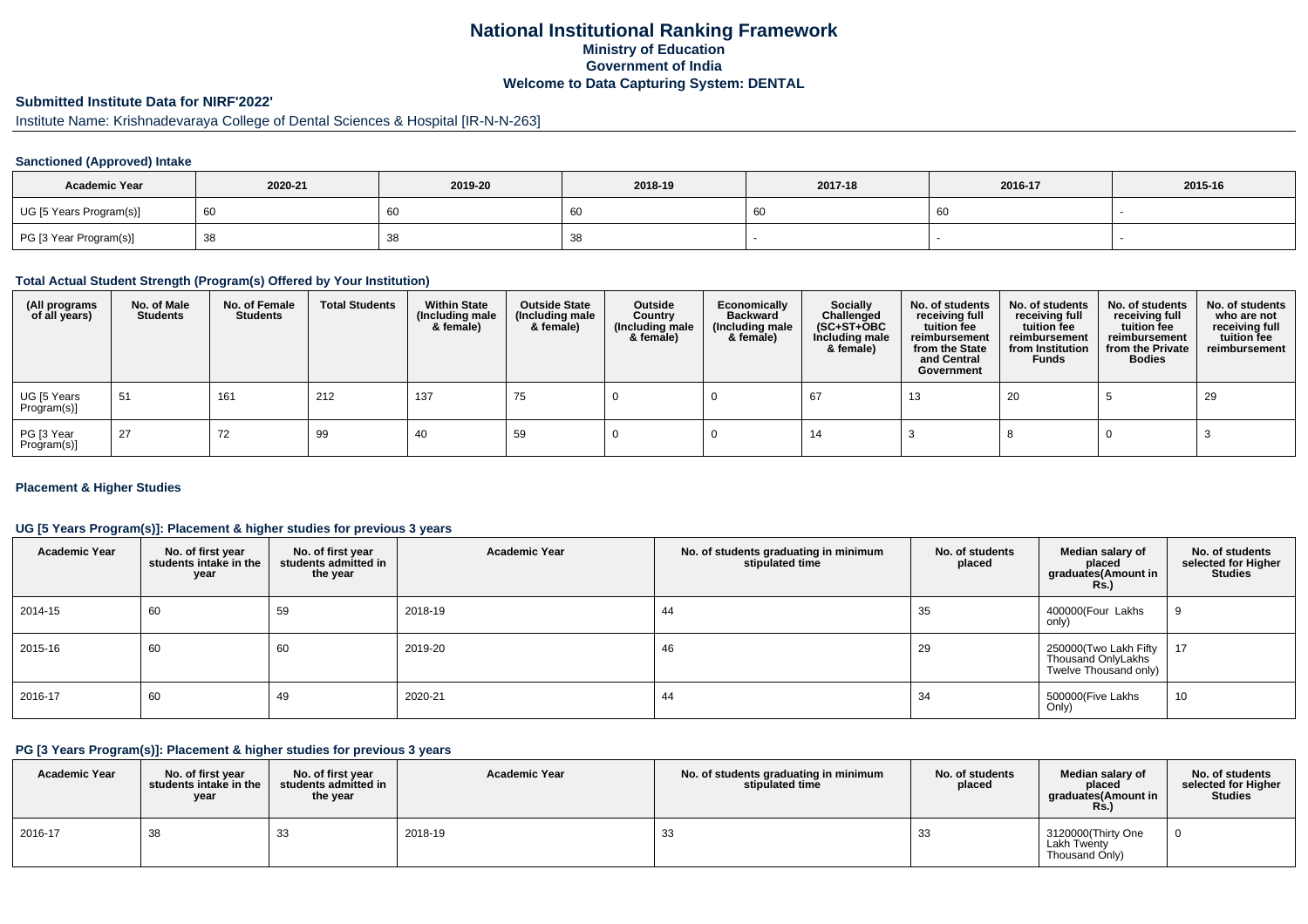# National Institutional Ranking Framework
## Ministry of Education
## Government of India
## Welcome to Data Capturing System: DENTAL

### Submitted Institute Data for NIRF'2022'

Institute Name: Krishnadevaraya College of Dental Sciences & Hospital [IR-N-N-263]

#### Sanctioned (Approved) Intake

| Academic Year | 2020-21 | 2019-20 | 2018-19 | 2017-18 | 2016-17 | 2015-16 |
|---|---|---|---|---|---|---|
| UG [5 Years Program(s)] | 60 | 60 | 60 | 60 | 60 | - |
| PG [3 Year Program(s)] | 38 | 38 | 38 | - | - | - |

#### Total Actual Student Strength (Program(s) Offered by Your Institution)

| (All programs of all years) | No. of Male Students | No. of Female Students | Total Students | Within State (Including male & female) | Outside State (Including male & female) | Outside Country (Including male & female) | Economically Backward (Including male & female) | Socially Challenged (SC+ST+OBC Including male & female) | No. of students receiving full tuition fee reimbursement from the State and Central Government | No. of students receiving full tuition fee reimbursement from Institution Funds | No. of students receiving full tuition fee reimbursement from the Private Bodies | No. of students who are not receiving full tuition fee reimbursement |
|---|---|---|---|---|---|---|---|---|---|---|---|---|
| UG [5 Years Program(s)] | 51 | 161 | 212 | 137 | 75 | 0 | 0 | 67 | 13 | 20 | 5 | 29 |
| PG [3 Year Program(s)] | 27 | 72 | 99 | 40 | 59 | 0 | 0 | 14 | 3 | 8 | 0 | 3 |

#### Placement & Higher Studies

#### UG [5 Years Program(s)]: Placement & higher studies for previous 3 years

| Academic Year | No. of first year students intake in the year | No. of first year students admitted in the year | Academic Year | No. of students graduating in minimum stipulated time | No. of students placed | Median salary of placed graduates(Amount in Rs.) | No. of students selected for Higher Studies |
|---|---|---|---|---|---|---|---|
| 2014-15 | 60 | 59 | 2018-19 | 44 | 35 | 400000(Four Lakhs only) | 9 |
| 2015-16 | 60 | 60 | 2019-20 | 46 | 29 | 250000(Two Lakh Fifty Thousand OnlyLakhs Twelve Thousand only) | 17 |
| 2016-17 | 60 | 49 | 2020-21 | 44 | 34 | 500000(Five Lakhs Only) | 10 |

#### PG [3 Years Program(s)]: Placement & higher studies for previous 3 years

| Academic Year | No. of first year students intake in the year | No. of first year students admitted in the year | Academic Year | No. of students graduating in minimum stipulated time | No. of students placed | Median salary of placed graduates(Amount in Rs.) | No. of students selected for Higher Studies |
|---|---|---|---|---|---|---|---|
| 2016-17 | 38 | 33 | 2018-19 | 33 | 33 | 3120000(Thirty One Lakh Twenty Thousand Only) | 0 |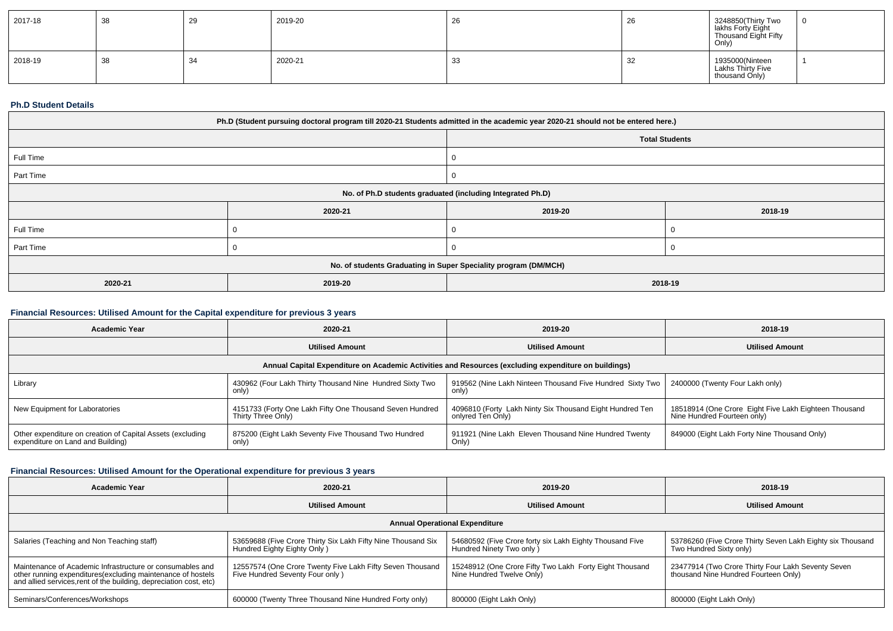| 2017-18 | 38 | 29 | 2019-20 | 26 | 26 | 3248850(Thirty Two lakhs Forty Eight Thousand Eight Fifty Only) | 0 |
|---|---|---|---|---|---|---|---|
| 2018-19 | 38 | 34 | 2020-21 | 33 | 32 | 1935000(Ninteen Lakhs Thirty Five thousand Only) | 1 |

### Ph.D Student Details

| Ph.D (Student pursuing doctoral program till 2020-21 Students admitted in the academic year 2020-21 should not be entered here.) | | |
|---|---|---|
| | Total Students | |
| Full Time | 0 | |
| Part Time | 0 | |
| No. of Ph.D students graduated (including Integrated Ph.D) | | |
| | 2020-21 | 2019-20 | 2018-19 |
| Full Time | 0 | 0 | 0 |
| Part Time | 0 | 0 | 0 |
| No. of students Graduating in Super Speciality program (DM/MCH) | | | |
| 2020-21 | 2019-20 | 2018-19 | |

### Financial Resources: Utilised Amount for the Capital expenditure for previous 3 years

| Academic Year | 2020-21 | 2019-20 | 2018-19 |
|---|---|---|---|
| | Utilised Amount | Utilised Amount | Utilised Amount |
| Annual Capital Expenditure on Academic Activities and Resources (excluding expenditure on buildings) | | | |
| Library | 430962 (Four Lakh Thirty Thousand Nine Hundred Sixty Two only) | 919562 (Nine Lakh Ninteen Thousand Five Hundred Sixty Two only) | 2400000 (Twenty Four Lakh only) |
| New Equipment for Laboratories | 4151733 (Forty One Lakh Fifty One Thousand Seven Hundred Thirty Three Only) | 4096810 (Forty Lakh Ninty Six Thousand Eight Hundred Ten onlyred Ten Only) | 18518914 (One Crore Eight Five Lakh Eighteen Thousand Nine Hundred Fourteen only) |
| Other expenditure on creation of Capital Assets (excluding expenditure on Land and Building) | 875200 (Eight Lakh Seventy Five Thousand Two Hundred only) | 911921 (Nine Lakh Eleven Thousand Nine Hundred Twenty Only) | 849000 (Eight Lakh Forty Nine Thousand Only) |

### Financial Resources: Utilised Amount for the Operational expenditure for previous 3 years

| Academic Year | 2020-21 | 2019-20 | 2018-19 |
|---|---|---|---|
| | Utilised Amount | Utilised Amount | Utilised Amount |
| Annual Operational Expenditure | | | |
| Salaries (Teaching and Non Teaching staff) | 53659688 (Five Crore Thirty Six Lakh Fifty Nine Thousand Six Hundred Eighty Eighty Only ) | 54680592 (Five Crore forty six Lakh Eighty Thousand Five Hundred Ninety Two only ) | 53786260 (Five Crore Thirty Seven Lakh Eighty six Thousand Two Hundred Sixty only) |
| Maintenance of Academic Infrastructure or consumables and other running expenditures(excluding maintenance of hostels and allied services,rent of the building, depreciation cost, etc) | 12557574 (One Crore Twenty Five Lakh Fifty Seven Thousand Five Hundred Seventy Four only ) | 15248912 (One Crore Fifty Two Lakh Forty Eight Thousand Nine Hundred Twelve Only) | 23477914 (Two Crore Thirty Four Lakh Seventy Seven thousand Nine Hundred Fourteen Only) |
| Seminars/Conferences/Workshops | 600000 (Twenty Three Thousand Nine Hundred Forty only) | 800000 (Eight Lakh Only) | 800000 (Eight Lakh Only) |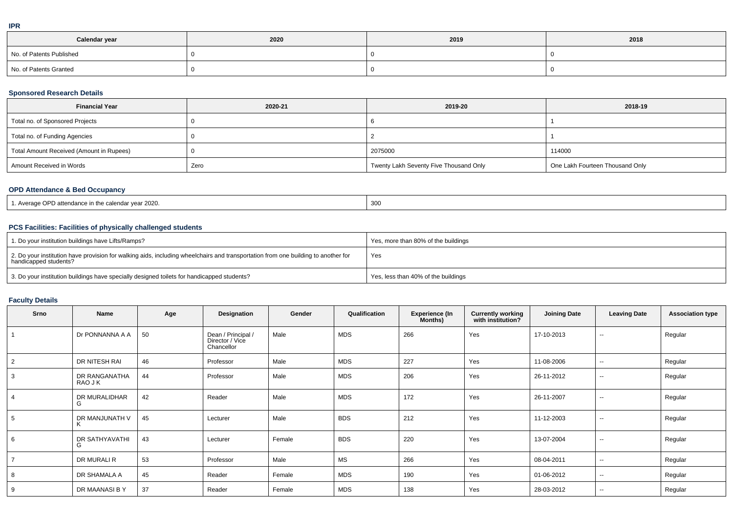**IPR**

| Calendar year | 2020 | 2019 | 2018 |
| --- | --- | --- | --- |
| No. of Patents Published | 0 | 0 | 0 |
| No. of Patents Granted | 0 | 0 | 0 |

**Sponsored Research Details**

| Financial Year | 2020-21 | 2019-20 | 2018-19 |
| --- | --- | --- | --- |
| Total no. of Sponsored Projects | 0 | 6 | 1 |
| Total no. of Funding Agencies | 0 | 2 | 1 |
| Total Amount Received (Amount in Rupees) | 0 | 2075000 | 114000 |
| Amount Received in Words | Zero | Twenty Lakh Seventy Five Thousand Only | One Lakh Fourteen Thousand Only |

**OPD Attendance & Bed Occupancy**

| | |
| --- | --- |
| 1. Average OPD attendance in the calendar year 2020. | 300 |

**PCS Facilities: Facilities of physically challenged students**

| | |
| --- | --- |
| 1. Do your institution buildings have Lifts/Ramps? | Yes, more than 80% of the buildings |
| 2. Do your institution have provision for walking aids, including wheelchairs and transportation from one building to another for handicapped students? | Yes |
| 3. Do your institution buildings have specially designed toilets for handicapped students? | Yes, less than 40% of the buildings |

**Faculty Details**

| Srno | Name | Age | Designation | Gender | Qualification | Experience (In Months) | Currently working with institution? | Joining Date | Leaving Date | Association type |
| --- | --- | --- | --- | --- | --- | --- | --- | --- | --- | --- |
| 1 | Dr PONNANNA A A | 50 | Dean / Principal / Director / Vice Chancellor | Male | MDS | 266 | Yes | 17-10-2013 | -- | Regular |
| 2 | DR NITESH RAI | 46 | Professor | Male | MDS | 227 | Yes | 11-08-2006 | -- | Regular |
| 3 | DR RANGANATHA RAO J K | 44 | Professor | Male | MDS | 206 | Yes | 26-11-2012 | -- | Regular |
| 4 | DR MURALIDHAR G | 42 | Reader | Male | MDS | 172 | Yes | 26-11-2007 | -- | Regular |
| 5 | DR MANJUNATH V K | 45 | Lecturer | Male | BDS | 212 | Yes | 11-12-2003 | -- | Regular |
| 6 | DR SATHYAVATHI G | 43 | Lecturer | Female | BDS | 220 | Yes | 13-07-2004 | -- | Regular |
| 7 | DR MURALI R | 53 | Professor | Male | MS | 266 | Yes | 08-04-2011 | -- | Regular |
| 8 | DR SHAMALA A | 45 | Reader | Female | MDS | 190 | Yes | 01-06-2012 | -- | Regular |
| 9 | DR MAANASI B Y | 37 | Reader | Female | MDS | 138 | Yes | 28-03-2012 | -- | Regular |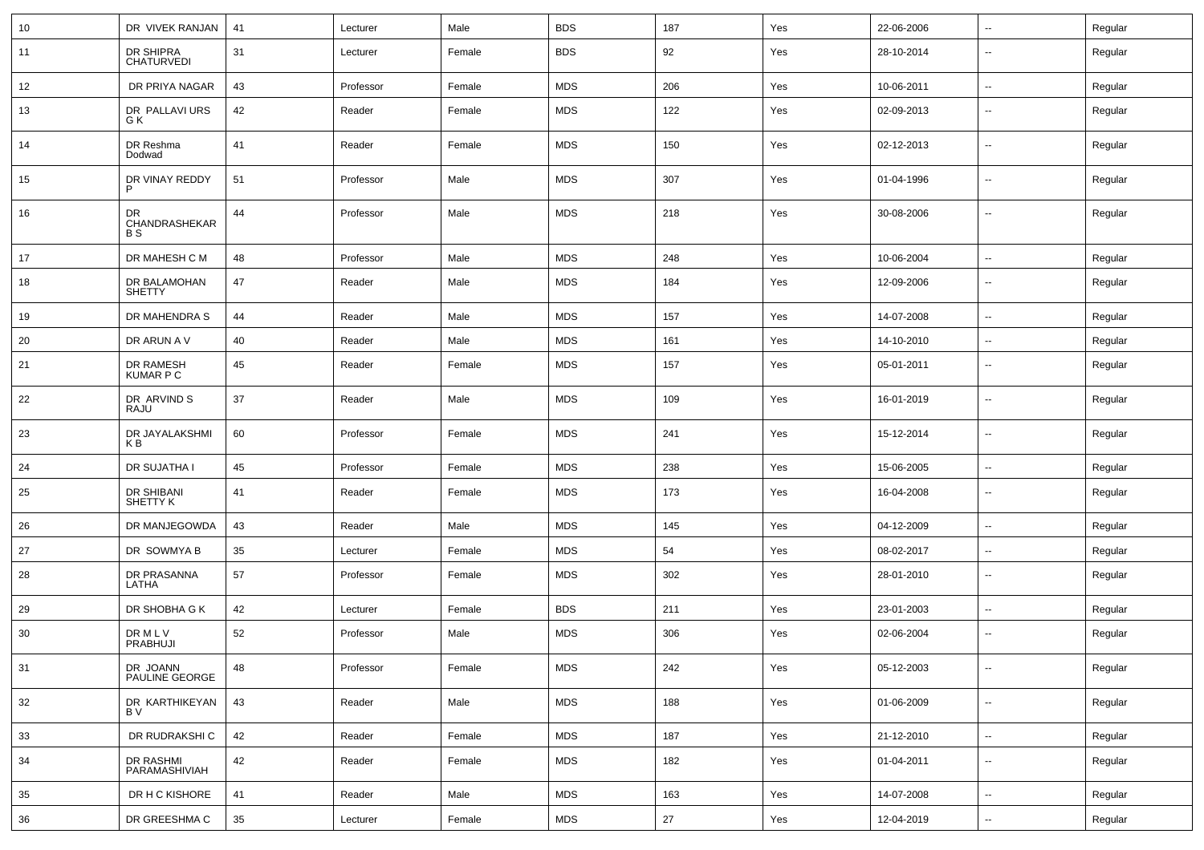| 10 | DR VIVEK RANJAN | 41 | Lecturer | Male | BDS | 187 | Yes | 22-06-2006 | -- | Regular |
|---|---|---|---|---|---|---|---|---|---|---|
| 11 | DR SHIPRA CHATURVEDI | 31 | Lecturer | Female | BDS | 92 | Yes | 28-10-2014 | -- | Regular |
| 12 | DR PRIYA NAGAR | 43 | Professor | Female | MDS | 206 | Yes | 10-06-2011 | -- | Regular |
| 13 | DR PALLAVI URS G K | 42 | Reader | Female | MDS | 122 | Yes | 02-09-2013 | -- | Regular |
| 14 | DR Reshma Dodwad | 41 | Reader | Female | MDS | 150 | Yes | 02-12-2013 | -- | Regular |
| 15 | DR VINAY REDDY P | 51 | Professor | Male | MDS | 307 | Yes | 01-04-1996 | -- | Regular |
| 16 | DR CHANDRASHEKAR B S | 44 | Professor | Male | MDS | 218 | Yes | 30-08-2006 | -- | Regular |
| 17 | DR MAHESH C M | 48 | Professor | Male | MDS | 248 | Yes | 10-06-2004 | -- | Regular |
| 18 | DR BALAMOHAN SHETTY | 47 | Reader | Male | MDS | 184 | Yes | 12-09-2006 | -- | Regular |
| 19 | DR MAHENDRA S | 44 | Reader | Male | MDS | 157 | Yes | 14-07-2008 | -- | Regular |
| 20 | DR ARUN A V | 40 | Reader | Male | MDS | 161 | Yes | 14-10-2010 | -- | Regular |
| 21 | DR RAMESH KUMAR P C | 45 | Reader | Female | MDS | 157 | Yes | 05-01-2011 | -- | Regular |
| 22 | DR ARVIND S RAJU | 37 | Reader | Male | MDS | 109 | Yes | 16-01-2019 | -- | Regular |
| 23 | DR JAYALAKSHMI K B | 60 | Professor | Female | MDS | 241 | Yes | 15-12-2014 | -- | Regular |
| 24 | DR SUJATHA I | 45 | Professor | Female | MDS | 238 | Yes | 15-06-2005 | -- | Regular |
| 25 | DR SHIBANI SHETTY K | 41 | Reader | Female | MDS | 173 | Yes | 16-04-2008 | -- | Regular |
| 26 | DR MANJEGOWDA | 43 | Reader | Male | MDS | 145 | Yes | 04-12-2009 | -- | Regular |
| 27 | DR SOWMYA B | 35 | Lecturer | Female | MDS | 54 | Yes | 08-02-2017 | -- | Regular |
| 28 | DR PRASANNA LATHA | 57 | Professor | Female | MDS | 302 | Yes | 28-01-2010 | -- | Regular |
| 29 | DR SHOBHA G K | 42 | Lecturer | Female | BDS | 211 | Yes | 23-01-2003 | -- | Regular |
| 30 | DR M L V PRABHUJI | 52 | Professor | Male | MDS | 306 | Yes | 02-06-2004 | -- | Regular |
| 31 | DR JOANN PAULINE GEORGE | 48 | Professor | Female | MDS | 242 | Yes | 05-12-2003 | -- | Regular |
| 32 | DR KARTHIKEYAN B V | 43 | Reader | Male | MDS | 188 | Yes | 01-06-2009 | -- | Regular |
| 33 | DR RUDRAKSHI C | 42 | Reader | Female | MDS | 187 | Yes | 21-12-2010 | -- | Regular |
| 34 | DR RASHMI PARAMASHIVIAH | 42 | Reader | Female | MDS | 182 | Yes | 01-04-2011 | -- | Regular |
| 35 | DR H C KISHORE | 41 | Reader | Male | MDS | 163 | Yes | 14-07-2008 | -- | Regular |
| 36 | DR GREESHMA C | 35 | Lecturer | Female | MDS | 27 | Yes | 12-04-2019 | -- | Regular |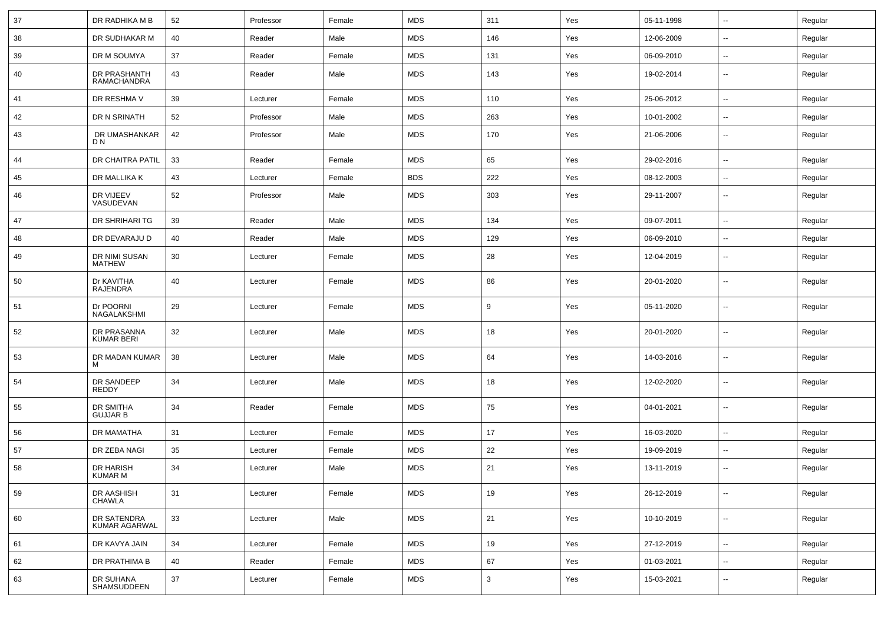| | | | | | | | | | | |
|---|---|---|---|---|---|---|---|---|---|---|
| 37 | DR RADHIKA M B | 52 | Professor | Female | MDS | 311 | Yes | 05-11-1998 | -- | Regular |
| 38 | DR SUDHAKAR M | 40 | Reader | Male | MDS | 146 | Yes | 12-06-2009 | -- | Regular |
| 39 | DR M SOUMYA | 37 | Reader | Female | MDS | 131 | Yes | 06-09-2010 | -- | Regular |
| 40 | DR PRASHANTH RAMACHANDRA | 43 | Reader | Male | MDS | 143 | Yes | 19-02-2014 | -- | Regular |
| 41 | DR RESHMA V | 39 | Lecturer | Female | MDS | 110 | Yes | 25-06-2012 | -- | Regular |
| 42 | DR N SRINATH | 52 | Professor | Male | MDS | 263 | Yes | 10-01-2002 | -- | Regular |
| 43 | DR UMASHANKAR D N | 42 | Professor | Male | MDS | 170 | Yes | 21-06-2006 | -- | Regular |
| 44 | DR CHAITRA PATIL | 33 | Reader | Female | MDS | 65 | Yes | 29-02-2016 | -- | Regular |
| 45 | DR MALLIKA K | 43 | Lecturer | Female | BDS | 222 | Yes | 08-12-2003 | -- | Regular |
| 46 | DR VIJEEV VASUDEVAN | 52 | Professor | Male | MDS | 303 | Yes | 29-11-2007 | -- | Regular |
| 47 | DR SHRIHARI TG | 39 | Reader | Male | MDS | 134 | Yes | 09-07-2011 | -- | Regular |
| 48 | DR DEVARAJU D | 40 | Reader | Male | MDS | 129 | Yes | 06-09-2010 | -- | Regular |
| 49 | DR NIMI SUSAN MATHEW | 30 | Lecturer | Female | MDS | 28 | Yes | 12-04-2019 | -- | Regular |
| 50 | Dr KAVITHA RAJENDRA | 40 | Lecturer | Female | MDS | 86 | Yes | 20-01-2020 | -- | Regular |
| 51 | Dr POORNI NAGALAKSHMI | 29 | Lecturer | Female | MDS | 9 | Yes | 05-11-2020 | -- | Regular |
| 52 | DR PRASANNA KUMAR BERI | 32 | Lecturer | Male | MDS | 18 | Yes | 20-01-2020 | -- | Regular |
| 53 | DR MADAN KUMAR M | 38 | Lecturer | Male | MDS | 64 | Yes | 14-03-2016 | -- | Regular |
| 54 | DR SANDEEP REDDY | 34 | Lecturer | Male | MDS | 18 | Yes | 12-02-2020 | -- | Regular |
| 55 | DR SMITHA GUJJAR B | 34 | Reader | Female | MDS | 75 | Yes | 04-01-2021 | -- | Regular |
| 56 | DR MAMATHA | 31 | Lecturer | Female | MDS | 17 | Yes | 16-03-2020 | -- | Regular |
| 57 | DR ZEBA NAGI | 35 | Lecturer | Female | MDS | 22 | Yes | 19-09-2019 | -- | Regular |
| 58 | DR HARISH KUMAR M | 34 | Lecturer | Male | MDS | 21 | Yes | 13-11-2019 | -- | Regular |
| 59 | DR AASHISH CHAWLA | 31 | Lecturer | Female | MDS | 19 | Yes | 26-12-2019 | -- | Regular |
| 60 | DR SATENDRA KUMAR AGARWAL | 33 | Lecturer | Male | MDS | 21 | Yes | 10-10-2019 | -- | Regular |
| 61 | DR KAVYA JAIN | 34 | Lecturer | Female | MDS | 19 | Yes | 27-12-2019 | -- | Regular |
| 62 | DR PRATHIMA B | 40 | Reader | Female | MDS | 67 | Yes | 01-03-2021 | -- | Regular |
| 63 | DR SUHANA SHAMSUDDEEN | 37 | Lecturer | Female | MDS | 3 | Yes | 15-03-2021 | -- | Regular |